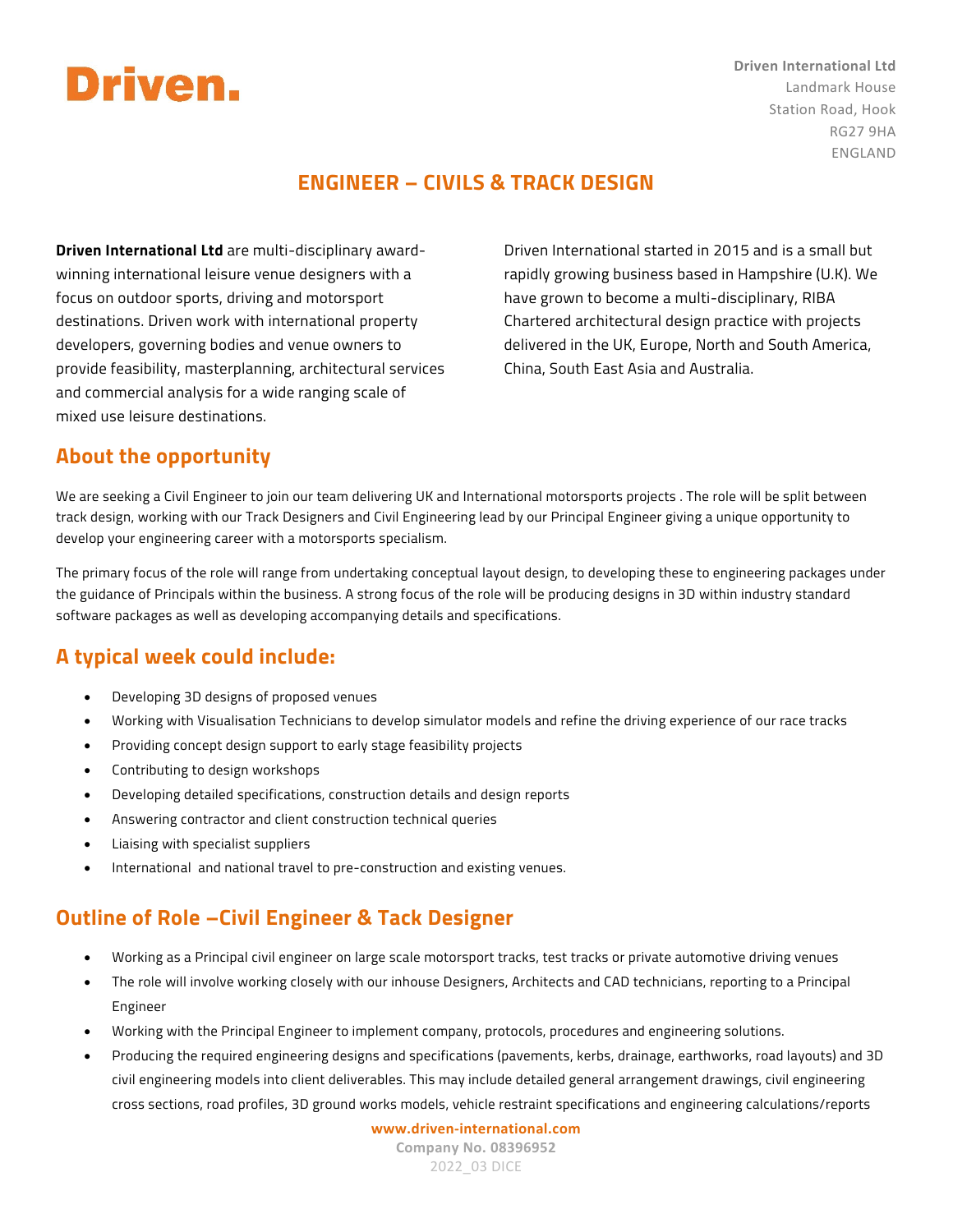**Driven.**

**Driven International Ltd**
Landmark House
Station Road, Hook
RG27 9HA
ENGLAND

# ENGINEER – CIVILS & TRACK DESIGN

**Driven International Ltd** are multi-disciplinary award-winning international leisure venue designers with a focus on outdoor sports, driving and motorsport destinations. Driven work with international property developers, governing bodies and venue owners to provide feasibility, masterplanning, architectural services and commercial analysis for a wide ranging scale of mixed use leisure destinations.

Driven International started in 2015 and is a small but rapidly growing business based in Hampshire (U.K). We have grown to become a multi-disciplinary, RIBA Chartered architectural design practice with projects delivered in the UK, Europe, North and South America, China, South East Asia and Australia.

## About the opportunity

We are seeking a Civil Engineer to join our team delivering UK and International motorsports projects . The role will be split between track design, working with our Track Designers and Civil Engineering lead by our Principal Engineer giving a unique opportunity to develop your engineering career with a motorsports specialism.

The primary focus of the role will range from undertaking conceptual layout design, to developing these to engineering packages under the guidance of Principals within the business. A strong focus of the role will be producing designs in 3D within industry standard software packages as well as developing accompanying details and specifications.

## A typical week could include:

- Developing 3D designs of proposed venues
- Working with Visualisation Technicians to develop simulator models and refine the driving experience of our race tracks
- Providing concept design support to early stage feasibility projects
- Contributing to design workshops
- Developing detailed specifications, construction details and design reports
- Answering contractor and client construction technical queries
- Liaising with specialist suppliers
- International and national travel to pre-construction and existing venues.

## Outline of Role –Civil Engineer & Tack Designer

- Working as a Principal civil engineer on large scale motorsport tracks, test tracks or private automotive driving venues
- The role will involve working closely with our inhouse Designers, Architects and CAD technicians, reporting to a Principal Engineer
- Working with the Principal Engineer to implement company, protocols, procedures and engineering solutions.
- Producing the required engineering designs and specifications (pavements, kerbs, drainage, earthworks, road layouts) and 3D civil engineering models into client deliverables. This may include detailed general arrangement drawings, civil engineering cross sections, road profiles, 3D ground works models, vehicle restraint specifications and engineering calculations/reports

www.driven-international.com
Company No. 08396952
2022_03 DICE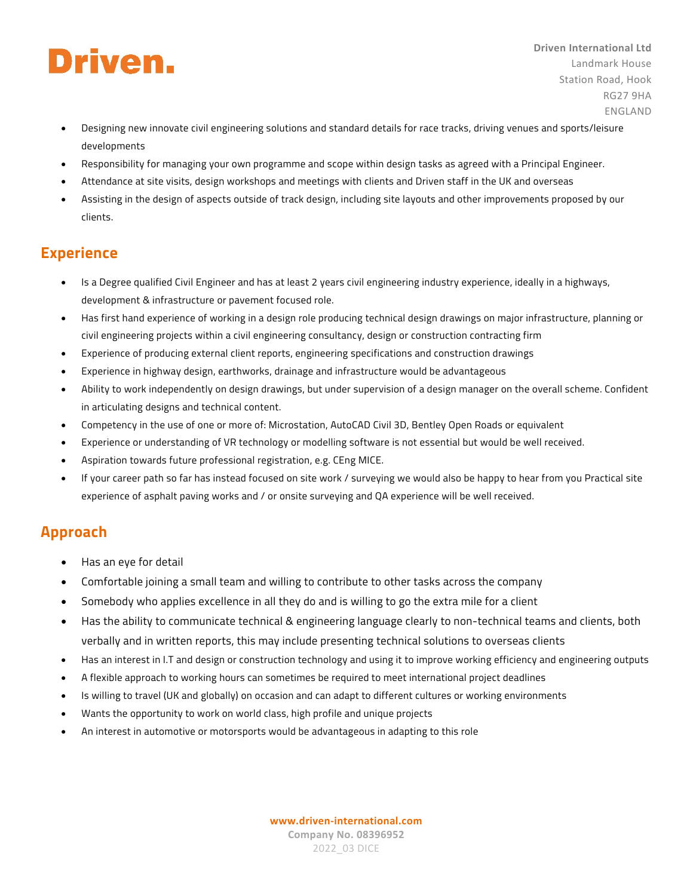- Designing new innovate civil engineering solutions and standard details for race tracks, driving venues and sports/leisure developments
- Responsibility for managing your own programme and scope within design tasks as agreed with a Principal Engineer.
- Attendance at site visits, design workshops and meetings with clients and Driven staff in the UK and overseas
- Assisting in the design of aspects outside of track design, including site layouts and other improvements proposed by our clients.

## Experience

- Is a Degree qualified Civil Engineer and has at least 2 years civil engineering industry experience, ideally in a highways, development & infrastructure or pavement focused role.
- Has first hand experience of working in a design role producing technical design drawings on major infrastructure, planning or civil engineering projects within a civil engineering consultancy, design or construction contracting firm
- Experience of producing external client reports, engineering specifications and construction drawings
- Experience in highway design, earthworks, drainage and infrastructure would be advantageous
- Ability to work independently on design drawings, but under supervision of a design manager on the overall scheme. Confident in articulating designs and technical content.
- Competency in the use of one or more of: Microstation, AutoCAD Civil 3D, Bentley Open Roads or equivalent
- Experience or understanding of VR technology or modelling software is not essential but would be well received.
- Aspiration towards future professional registration, e.g. CEng MICE.
- If your career path so far has instead focused on site work / surveying we would also be happy to hear from you Practical site experience of asphalt paving works and / or onsite surveying and QA experience will be well received.

## Approach

- Has an eye for detail
- Comfortable joining a small team and willing to contribute to other tasks across the company
- Somebody who applies excellence in all they do and is willing to go the extra mile for a client
- Has the ability to communicate technical & engineering language clearly to non-technical teams and clients, both verbally and in written reports, this may include presenting technical solutions to overseas clients
- Has an interest in I.T and design or construction technology and using it to improve working efficiency and engineering outputs
- A flexible approach to working hours can sometimes be required to meet international project deadlines
- Is willing to travel (UK and globally) on occasion and can adapt to different cultures or working environments
- Wants the opportunity to work on world class, high profile and unique projects
- An interest in automotive or motorsports would be advantageous in adapting to this role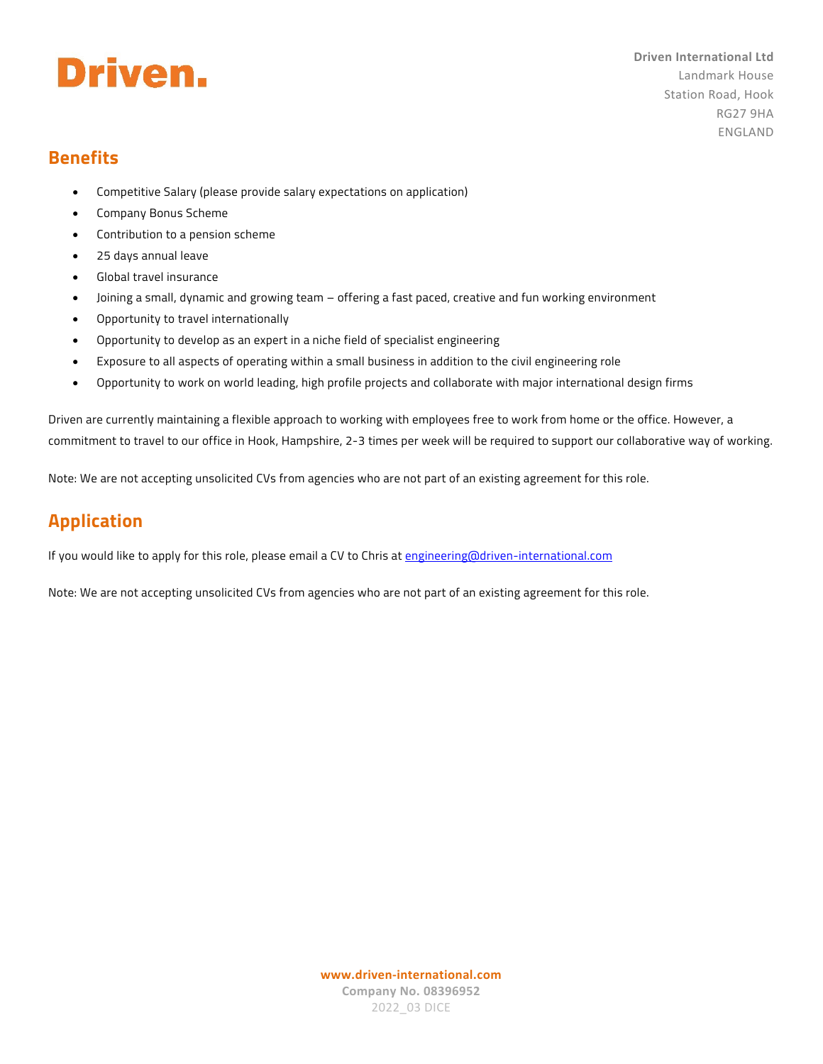**Driven.**

**Driven International Ltd**
Landmark House
Station Road, Hook
RG27 9HA
ENGLAND

## Benefits

- Competitive Salary (please provide salary expectations on application)
- Company Bonus Scheme
- Contribution to a pension scheme
- 25 days annual leave
- Global travel insurance
- Joining a small, dynamic and growing team – offering a fast paced, creative and fun working environment
- Opportunity to travel internationally
- Opportunity to develop as an expert in a niche field of specialist engineering
- Exposure to all aspects of operating within a small business in addition to the civil engineering role
- Opportunity to work on world leading, high profile projects and collaborate with major international design firms

Driven are currently maintaining a flexible approach to working with employees free to work from home or the office. However, a commitment to travel to our office in Hook, Hampshire, 2-3 times per week will be required to support our collaborative way of working.

Note: We are not accepting unsolicited CVs from agencies who are not part of an existing agreement for this role.

## Application

If you would like to apply for this role, please email a CV to Chris at engineering@driven-international.com

Note: We are not accepting unsolicited CVs from agencies who are not part of an existing agreement for this role.

**www.driven-international.com**
**Company No. 08396952**
2022_03 DICE